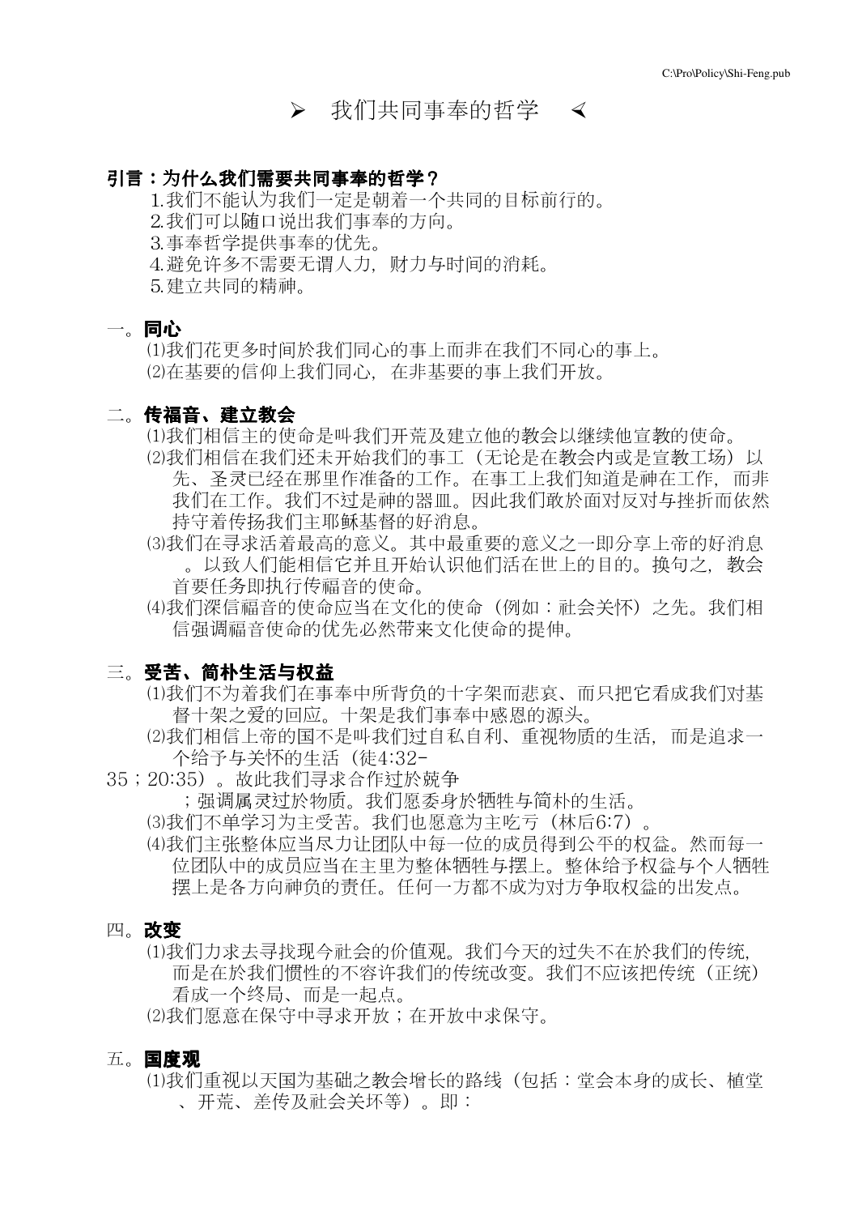# ➢ 我们共同事奉的哲学 ➢

**引言：为什么我们需要共同事奉的哲学？**

1.我们不能认为我们一定是朝着一个共同的目标前行的。
2.我们可以随口说出我们事奉的方向。
3.事奉哲学提供事奉的优先。
4.避免许多不需要无谓人力，财力与时间的消耗。
5.建立共同的精神。

## 一。同心

⑴我们花更多时间於我们同心的事上而非在我们不同心的事上。
⑵在基要的信仰上我们同心，在非基要的事上我们开放。

## 二。传福音、建立教会

⑴我们相信主的使命是叫我们开荒及建立他的教会以继续他宣教的使命。
⑵我们相信在我们还未开始我们的事工（无论是在教会内或是宣教工场）以先、圣灵已经在那里作准备的工作。在事工上我们知道是神在工作，而非我们在工作。我们不过是神的器皿。因此我们敢於面对反对与挫折而依然持守着传扬我们主耶稣基督的好消息。
⑶我们在寻求活着最高的意义。其中最重要的意义之一即分享上帝的好消息。以致人们能相信它并且开始认识他们活在世上的目的。换句之，教会首要任务即执行传福音的使命。
⑷我们深信福音的使命应当在文化的使命（例如：社会关怀）之先。我们相信强调福音使命的优先必然带来文化使命的提伸。

## 三。受苦、简朴生活与权益

⑴我们不为着我们在事奉中所背负的十字架而悲哀、而只把它看成我们对基督十架之爱的回应。十架是我们事奉中感恩的源头。
⑵我们相信上帝的国不是叫我们过自私自利、重视物质的生活，而是追求一个给予与关怀的生活（徒4:32-35；20:35）。故此我们寻求合作过於兢争；强调属灵过於物质。我们愿委身於牺牲与简朴的生活。
⑶我们不单学习为主受苦。我们也愿意为主吃亏（林后6:7）。
⑷我们主张整体应当尽力让团队中每一位的成员得到公平的权益。然而每一位团队中的成员应当在主里为整体牺牲与摆上。整体给予权益与个人牺牲摆上是各方向神负的责任。任何一方都不成为对方争取权益的出发点。

## 四。改变

⑴我们力求去寻找现今社会的价值观。我们今天的过失不在於我们的传统，而是在於我们惯性的不容许我们的传统改变。我们不应该把传统（正统）看成一个终局、而是一起点。
⑵我们愿意在保守中寻求开放；在开放中求保守。

## 五。国度观

⑴我们重视以天国为基础之教会增长的路线（包括：堂会本身的成长、植堂、开荒、差传及社会关环等）。即：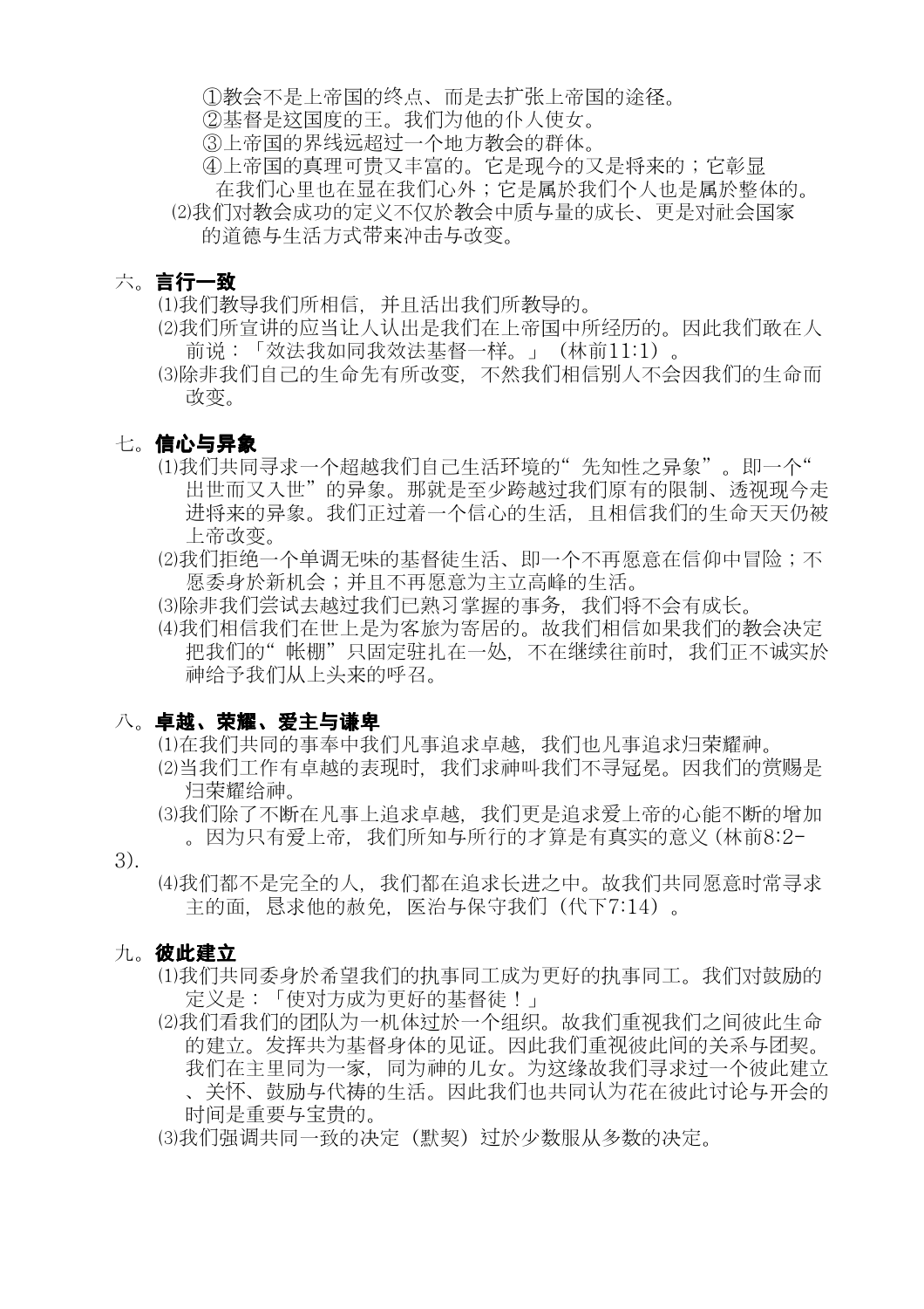①教会不是上帝国的终点、而是去扩张上帝国的途径。

②基督是这国度的王。我们为他的仆人使女。

③上帝国的界线远超过一个地方教会的群体。

④上帝国的真理可贵又丰富的。它是现今的又是将来的；它彰显在我们心里也在显在我们心外；它是属於我们个人也是属於整体的。

⑵我们对教会成功的定义不仅於教会中质与量的成长、更是对社会国家的道德与生活方式带来冲击与改变。

六。**言行一致**

⑴我们教导我们所相信，并且活出我们所教导的。

⑵我们所宣讲的应当让人认出是我们在上帝国中所经历的。因此我们敢在人前说：「效法我如同我效法基督一样。」（林前11:1）。

⑶除非我们自己的生命先有所改变，不然我们相信别人不会因我们的生命而改变。

七。**信心与异象**

⑴我们共同寻求一个超越我们自己生活环境的“先知性之异象”。即一个“出世而又入世”的异象。那就是至少跨越过我们原有的限制、透视现今走进将来的异象。我们正过着一个信心的生活，且相信我们的生命天天仍被上帝改变。

⑵我们拒绝一个单调无味的基督徒生活、即一个不再愿意在信仰中冒险；不愿委身於新机会；并且不再愿意为主立高峰的生活。

⑶除非我们尝试去越过我们已熟习掌握的事务，我们将不会有成长。

⑷我们相信我们在世上是为客旅为寄居的。故我们相信如果我们的教会决定把我们的“帐棚”只固定驻扎在一处，不在继续往前时，我们正不诚实於神给予我们从上头来的呼召。

八。**卓越、荣耀、爱主与谦卑**

⑴在我们共同的事奉中我们凡事追求卓越，我们也凡事追求归荣耀神。

⑵当我们工作有卓越的表现时，我们求神叫我们不寻冠冕。因我们的赏赐是归荣耀给神。

⑶我们除了不断在凡事上追求卓越，我们更是追求爱上帝的心能不断的增加。因为只有爱上帝，我们所知与所行的才算是有真实的意义（林前8:2-3）.

⑷我们都不是完全的人，我们都在追求长进之中。故我们共同愿意时常寻求主的面，恳求他的赦免，医治与保守我们（代下7:14）。

九。**彼此建立**

⑴我们共同委身於希望我们的执事同工成为更好的执事同工。我们对鼓励的定义是：「使对方成为更好的基督徒！」

⑵我们看我们的团队为一机体过於一个组织。故我们重视我们之间彼此生命的建立。发挥共为基督身体的见证。因此我们重视彼此间的关系与团契。我们在主里同为一家，同为神的儿女。为这缘故我们寻求过一个彼此建立、关怀、鼓励与代祷的生活。因此我们也共同认为花在彼此讨论与开会的时间是重要与宝贵的。

⑶我们强调共同一致的决定（默契）过於少数服从多数的决定。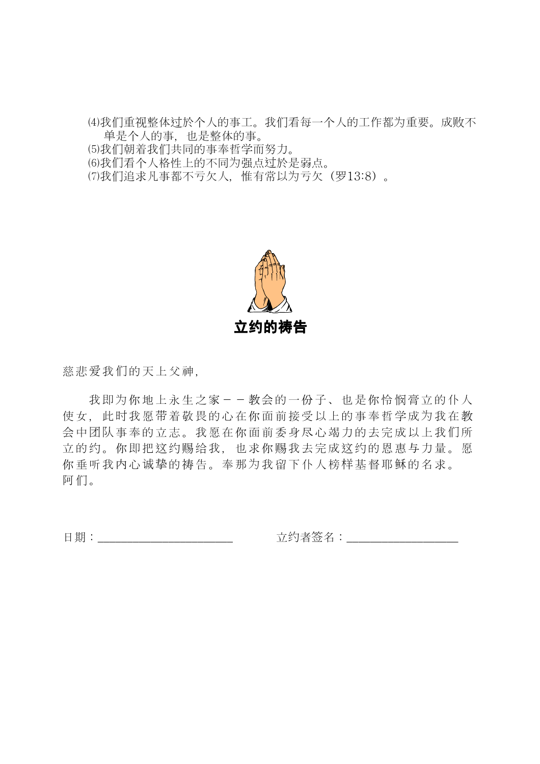⑷我们重视整体过於个人的事工。我们看每一个人的工作都为重要。成败不单是个人的事，也是整体的事。

⑸我们朝着我们共同的事奉哲学而努力。

⑹我们看个人格性上的不同为强点过於是弱点。

⑺我们追求凡事都不亏欠人，惟有常以为亏欠（罗13:8）。

## 立约的祷告

慈悲爱我们的天上父神，

我即为你地上永生之家－－教会的一份子、也是你怜悯膏立的仆人使女，此时我愿带着敬畏的心在你面前接受以上的事奉哲学成为我在教会中团队事奉的立志。我愿在你面前委身尽心竭力的去完成以上我们所立的约。你即把这约赐给我，也求你赐我去完成这约的恩惠与力量。愿你垂听我内心诚挚的祷告。奉那为我留下仆人榜样基督耶稣的名求。阿们。

日期：________________________　　　　立约者签名：____________________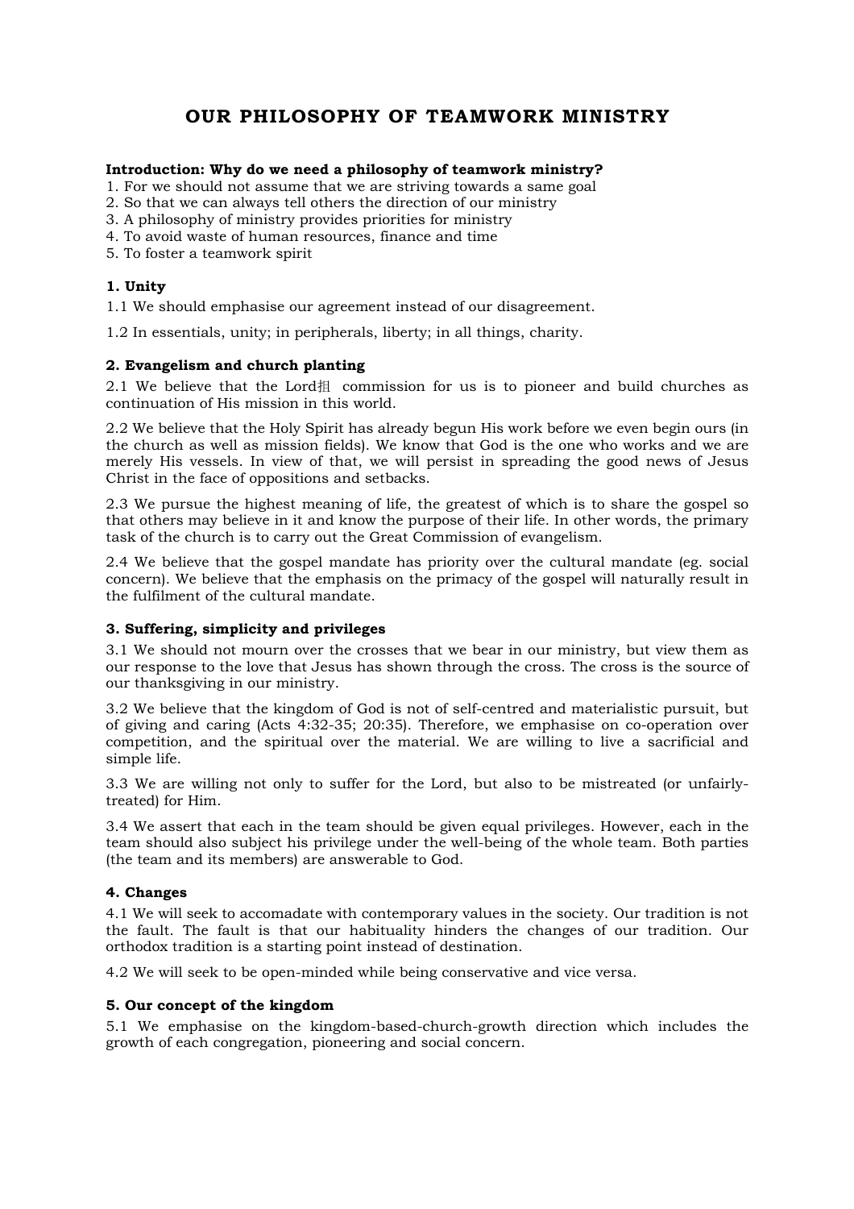# OUR PHILOSOPHY OF TEAMWORK MINISTRY

**Introduction: Why do we need a philosophy of teamwork ministry?**

1. For we should not assume that we are striving towards a same goal
2. So that we can always tell others the direction of our ministry
3. A philosophy of ministry provides priorities for ministry
4. To avoid waste of human resources, finance and time
5. To foster a teamwork spirit

### 1. Unity

1.1 We should emphasise our agreement instead of our disagreement.

1.2 In essentials, unity; in peripherals, liberty; in all things, charity.

### 2. Evangelism and church planting

2.1 We believe that the Lord抯 commission for us is to pioneer and build churches as continuation of His mission in this world.

2.2 We believe that the Holy Spirit has already begun His work before we even begin ours (in the church as well as mission fields). We know that God is the one who works and we are merely His vessels. In view of that, we will persist in spreading the good news of Jesus Christ in the face of oppositions and setbacks.

2.3 We pursue the highest meaning of life, the greatest of which is to share the gospel so that others may believe in it and know the purpose of their life. In other words, the primary task of the church is to carry out the Great Commission of evangelism.

2.4 We believe that the gospel mandate has priority over the cultural mandate (eg. social concern). We believe that the emphasis on the primacy of the gospel will naturally result in the fulfilment of the cultural mandate.

### 3. Suffering, simplicity and privileges

3.1 We should not mourn over the crosses that we bear in our ministry, but view them as our response to the love that Jesus has shown through the cross. The cross is the source of our thanksgiving in our ministry.

3.2 We believe that the kingdom of God is not of self-centred and materialistic pursuit, but of giving and caring (Acts 4:32-35; 20:35). Therefore, we emphasise on co-operation over competition, and the spiritual over the material. We are willing to live a sacrificial and simple life.

3.3 We are willing not only to suffer for the Lord, but also to be mistreated (or unfairly-treated) for Him.

3.4 We assert that each in the team should be given equal privileges. However, each in the team should also subject his privilege under the well-being of the whole team. Both parties (the team and its members) are answerable to God.

### 4. Changes

4.1 We will seek to accomadate with contemporary values in the society. Our tradition is not the fault. The fault is that our habituality hinders the changes of our tradition. Our orthodox tradition is a starting point instead of destination.

4.2 We will seek to be open-minded while being conservative and vice versa.

### 5. Our concept of the kingdom

5.1 We emphasise on the kingdom-based-church-growth direction which includes the growth of each congregation, pioneering and social concern.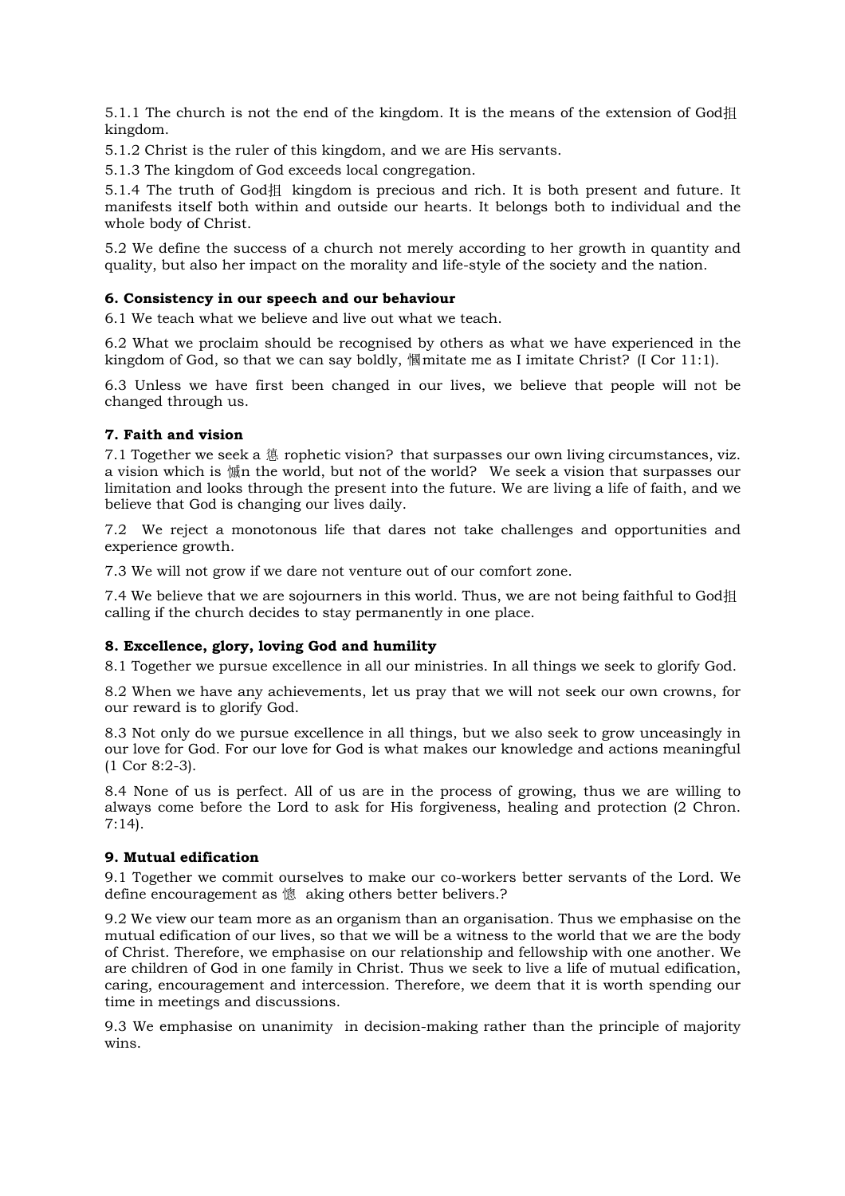5.1.1 The church is not the end of the kingdom. It is the means of the extension of God扭 kingdom.

5.1.2 Christ is the ruler of this kingdom, and we are His servants.

5.1.3 The kingdom of God exceeds local congregation.

5.1.4 The truth of God扭 kingdom is precious and rich. It is both present and future. It manifests itself both within and outside our hearts. It belongs both to individual and the whole body of Christ.

5.2 We define the success of a church not merely according to her growth in quantity and quality, but also her impact on the morality and life-style of the society and the nation.

**6. Consistency in our speech and our behaviour**

6.1 We teach what we believe and live out what we teach.

6.2 What we proclaim should be recognised by others as what we have experienced in the kingdom of God, so that we can say boldly, 慖mitate me as I imitate Christ? (I Cor 11:1).

6.3 Unless we have first been changed in our lives, we believe that people will not be changed through us.

**7. Faith and vision**

7.1 Together we seek a 愢 rophetic vision? that surpasses our own living circumstances, viz. a vision which is 慖n the world, but not of the world? We seek a vision that surpasses our limitation and looks through the present into the future. We are living a life of faith, and we believe that God is changing our lives daily.

7.2 We reject a monotonous life that dares not take challenges and opportunities and experience growth.

7.3 We will not grow if we dare not venture out of our comfort zone.

7.4 We believe that we are sojourners in this world. Thus, we are not being faithful to God扭 calling if the church decides to stay permanently in one place.

**8. Excellence, glory, loving God and humility**

8.1 Together we pursue excellence in all our ministries. In all things we seek to glorify God.

8.2 When we have any achievements, let us pray that we will not seek our own crowns, for our reward is to glorify God.

8.3 Not only do we pursue excellence in all things, but we also seek to grow unceasingly in our love for God. For our love for God is what makes our knowledge and actions meaningful (1 Cor 8:2-3).

8.4 None of us is perfect. All of us are in the process of growing, thus we are willing to always come before the Lord to ask for His forgiveness, healing and protection (2 Chron. 7:14).

**9. Mutual edification**

9.1 Together we commit ourselves to make our co-workers better servants of the Lord. We define encouragement as 慛 aking others better belivers.?

9.2 We view our team more as an organism than an organisation. Thus we emphasise on the mutual edification of our lives, so that we will be a witness to the world that we are the body of Christ. Therefore, we emphasise on our relationship and fellowship with one another. We are children of God in one family in Christ. Thus we seek to live a life of mutual edification, caring, encouragement and intercession. Therefore, we deem that it is worth spending our time in meetings and discussions.

9.3 We emphasise on unanimity in decision-making rather than the principle of majority wins.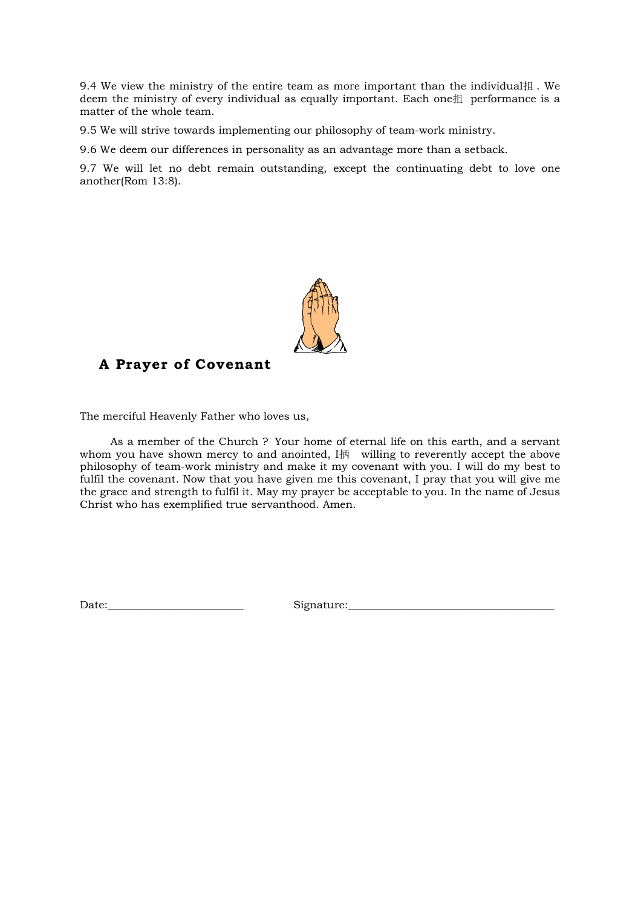9.4 We view the ministry of the entire team as more important than the individual抯. We deem the ministry of every individual as equally important. Each one抯 performance is a matter of the whole team.

9.5 We will strive towards implementing our philosophy of team-work ministry.

9.6 We deem our differences in personality as an advantage more than a setback.

9.7 We will let no debt remain outstanding, except the continuating debt to love one another(Rom 13:8).

## A Prayer of Covenant

The merciful Heavenly Father who loves us,

As a member of the Church ? Your home of eternal life on this earth, and a servant whom you have shown mercy to and anointed, I抦 willing to reverently accept the above philosophy of team-work ministry and make it my covenant with you. I will do my best to fulfil the covenant. Now that you have given me this covenant, I pray that you will give me the grace and strength to fulfil it. May my prayer be acceptable to you. In the name of Jesus Christ who has exemplified true servanthood. Amen.

Date:________________________ Signature:____________________________________